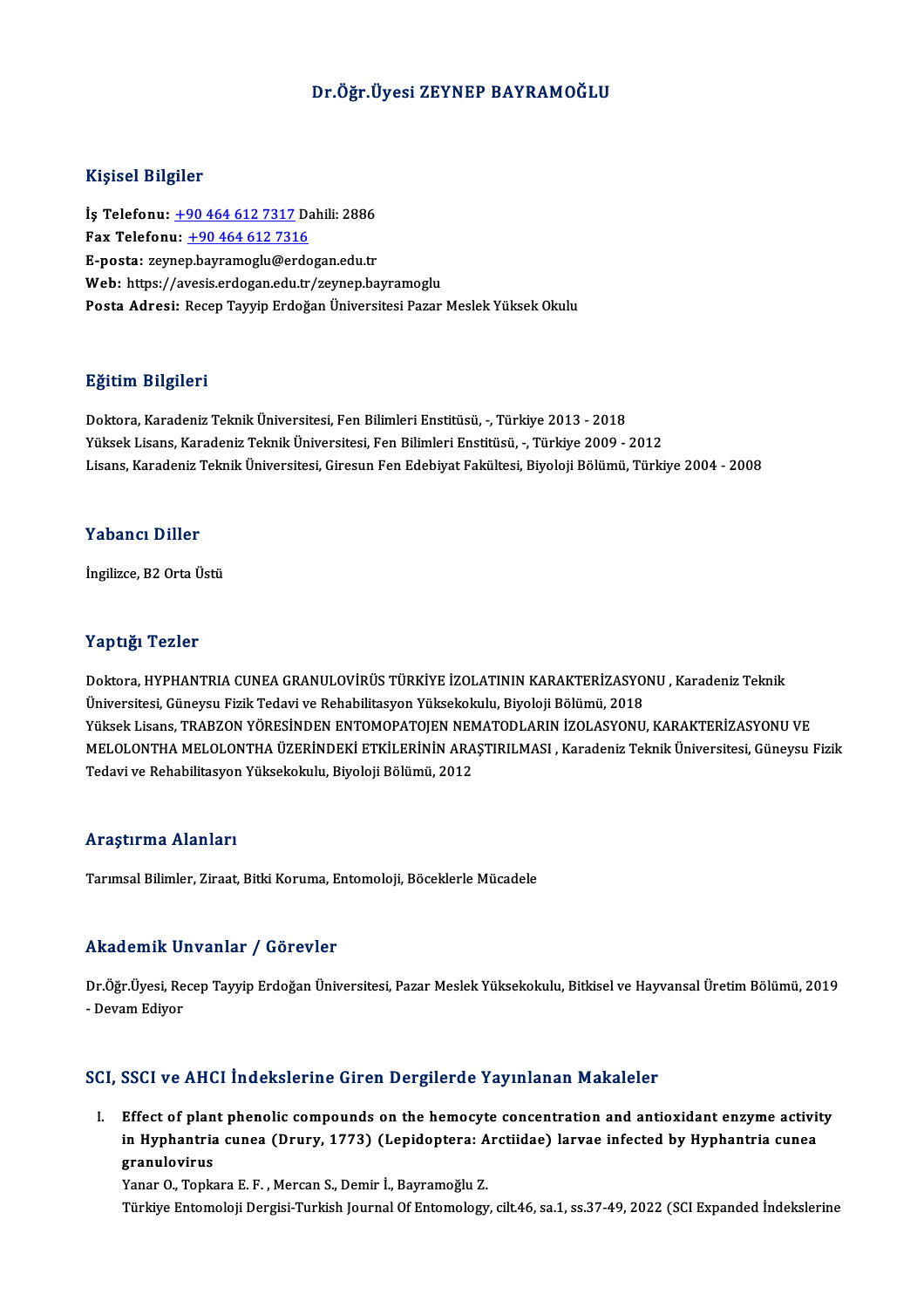# Dr.Öğr.Üyesi ZEYNEP BAYRAMOĞLU

## Kişisel Bilgiler

**İş Telefonu:** +90 464 612 7317 Dahili: 2886
**Fax Telefonu:** +90 464 612 7316
**E-posta:** zeynep.bayramoglu@erdogan.edu.tr
**Web:** https://avesis.erdogan.edu.tr/zeynep.bayramoglu
**Posta Adresi:** Recep Tayyip Erdoğan Üniversitesi Pazar Meslek Yüksek Okulu

## Eğitim Bilgileri

Doktora, Karadeniz Teknik Üniversitesi, Fen Bilimleri Enstitüsü, -, Türkiye 2013 - 2018
Yüksek Lisans, Karadeniz Teknik Üniversitesi, Fen Bilimleri Enstitüsü, -, Türkiye 2009 - 2012
Lisans, Karadeniz Teknik Üniversitesi, Giresun Fen Edebiyat Fakültesi, Biyoloji Bölümü, Türkiye 2004 - 2008

## Yabancı Diller

İngilizce, B2 Orta Üstü

## Yaptığı Tezler

Doktora, HYPHANTRIA CUNEA GRANULOVİRÜS TÜRKİYE İZOLATININ KARAKTERİZASYONU , Karadeniz Teknik Üniversitesi, Güneysu Fizik Tedavi ve Rehabilitasyon Yüksekokulu, Biyoloji Bölümü, 2018
Yüksek Lisans, TRABZON YÖRESİNDEN ENTOMOPATOJEN NEMATODLARIN İZOLASYONU, KARAKTERİZASYONU VE MELOLONTHA MELOLONTHA ÜZERİNDEKİ ETKİLERİNİN ARAŞTIRILMASI , Karadeniz Teknik Üniversitesi, Güneysu Fizik Tedavi ve Rehabilitasyon Yüksekokulu, Biyoloji Bölümü, 2012

## Araştırma Alanları

Tarımsal Bilimler, Ziraat, Bitki Koruma, Entomoloji, Böceklerle Mücadele

## Akademik Unvanlar / Görevler

Dr.Öğr.Üyesi, Recep Tayyip Erdoğan Üniversitesi, Pazar Meslek Yüksekokulu, Bitkisel ve Hayvansal Üretim Bölümü, 2019 - Devam Ediyor

## SCI, SSCI ve AHCI İndekslerine Giren Dergilerde Yayınlanan Makaleler

I. **Effect of plant phenolic compounds on the hemocyte concentration and antioxidant enzyme activity in Hyphantria cunea (Drury, 1773) (Lepidoptera: Arctiidae) larvae infected by Hyphantria cunea granulovirus**
Yanar O., Topkara E. F. , Mercan S., Demir İ., Bayramoğlu Z.
Türkiye Entomoloji Dergisi-Turkish Journal Of Entomology, cilt.46, sa.1, ss.37-49, 2022 (SCI Expanded İndekslerine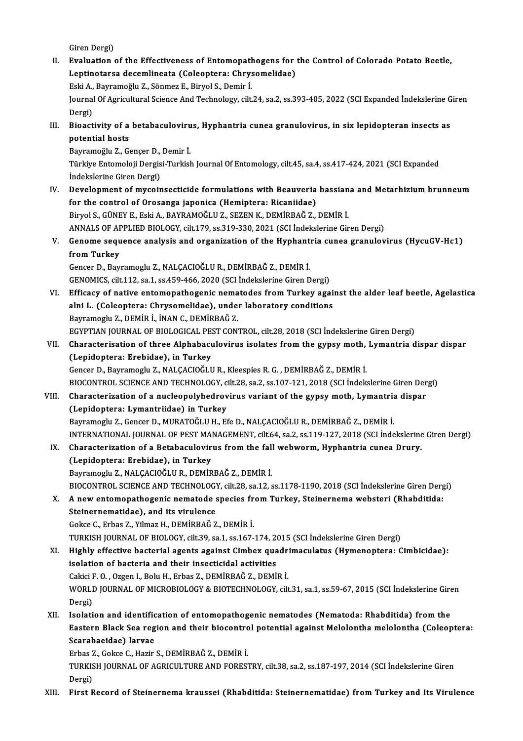Giren Dergi)

II. **Evaluation of the Effectiveness of Entomopathogens for the Control of Colorado Potato Beetle, Leptinotarsa decemlineata (Coleoptera: Chrysomelidae)**
Eski A., Bayramoğlu Z., Sönmez E., Biryol S., Demir İ.
Journal Of Agricultural Science And Technology, cilt.24, sa.2, ss.393-405, 2022 (SCI Expanded İndekslerine Giren Dergi)

III. **Bioactivity of a betabaculovirus, Hyphantria cunea granulovirus, in six lepidopteran insects as potential hosts**
Bayramoğlu Z., Gençer D., Demir İ.
Türkiye Entomoloji Dergisi-Turkish Journal Of Entomology, cilt.45, sa.4, ss.417-424, 2021 (SCI Expanded İndekslerine Giren Dergi)

IV. **Development of mycoinsecticide formulations with Beauveria bassiana and Metarhizium brunneum for the control of Orosanga japonica (Hemiptera: Ricaniidae)**
Biryol S., GÜNEY E., Eski A., BAYRAMOĞLU Z., SEZEN K., DEMİRBAĞ Z., DEMİR İ.
ANNALS OF APPLIED BIOLOGY, cilt.179, ss.319-330, 2021 (SCI İndekslerine Giren Dergi)

V. **Genome sequence analysis and organization of the Hyphantria cunea granulovirus (HycuGV-Hc1) from Turkey**
Gencer D., Bayramoglu Z., NALÇACIOĞLU R., DEMİRBAĞ Z., DEMİR İ.
GENOMICS, cilt.112, sa.1, ss.459-466, 2020 (SCI İndekslerine Giren Dergi)

VI. **Efficacy of native entomopathogenic nematodes from Turkey against the alder leaf beetle, Agelastica alni L. (Coleoptera: Chrysomelidae), under laboratory conditions**
Bayramoglu Z., DEMİR İ., İNAN C., DEMİRBAĞ Z.
EGYPTIAN JOURNAL OF BIOLOGICAL PEST CONTROL, cilt.28, 2018 (SCI İndekslerine Giren Dergi)

VII. **Characterisation of three Alphabaculovirus isolates from the gypsy moth, Lymantria dispar dispar (Lepidoptera: Erebidae), in Turkey**
Gencer D., Bayramoglu Z., NALÇACIOĞLU R., Kleespies R. G. , DEMİRBAĞ Z., DEMİR İ.
BIOCONTROL SCIENCE AND TECHNOLOGY, cilt.28, sa.2, ss.107-121, 2018 (SCI İndekslerine Giren Dergi)

VIII. **Characterization of a nucleopolyhedrovirus variant of the gypsy moth, Lymantria dispar (Lepidoptera: Lymantriidae) in Turkey**
Bayramoglu Z., Gencer D., MURATOĞLU H., Efe D., NALÇACIOĞLU R., DEMİRBAĞ Z., DEMİR İ.
INTERNATIONAL JOURNAL OF PEST MANAGEMENT, cilt.64, sa.2, ss.119-127, 2018 (SCI İndekslerine Giren Dergi)

IX. **Characterization of a Betabaculovirus from the fall webworm, Hyphantria cunea Drury. (Lepidoptera: Erebidae), in Turkey**
Bayramoglu Z., NALÇACIOĞLU R., DEMİRBAĞ Z., DEMİR İ.
BIOCONTROL SCIENCE AND TECHNOLOGY, cilt.28, sa.12, ss.1178-1190, 2018 (SCI İndekslerine Giren Dergi)

X. **A new entomopathogenic nematode species from Turkey, Steinernema websteri (Rhabditida: Steinernematidae), and its virulence**
Gokce C., Erbas Z., Yilmaz H., DEMİRBAĞ Z., DEMİR İ.
TURKISH JOURNAL OF BIOLOGY, cilt.39, sa.1, ss.167-174, 2015 (SCI İndekslerine Giren Dergi)

XI. **Highly effective bacterial agents against Cimbex quadrimaculatus (Hymenoptera: Cimbicidae): isolation of bacteria and their insecticidal activities**
Cakici F. O. , Ozgen I., Bolu H., Erbas Z., DEMİRBAĞ Z., DEMİR İ.
WORLD JOURNAL OF MICROBIOLOGY & BIOTECHNOLOGY, cilt.31, sa.1, ss.59-67, 2015 (SCI İndekslerine Giren Dergi)

XII. **Isolation and identification of entomopathogenic nematodes (Nematoda: Rhabditida) from the Eastern Black Sea region and their biocontrol potential against Melolontha melolontha (Coleoptera: Scarabaeidae) larvae**
Erbas Z., Gokce C., Hazir S., DEMİRBAĞ Z., DEMİR İ.
TURKISH JOURNAL OF AGRICULTURE AND FORESTRY, cilt.38, sa.2, ss.187-197, 2014 (SCI İndekslerine Giren Dergi)

XIII. **First Record of Steinernema kraussei (Rhabditida: Steinernematidae) from Turkey and Its Virulence**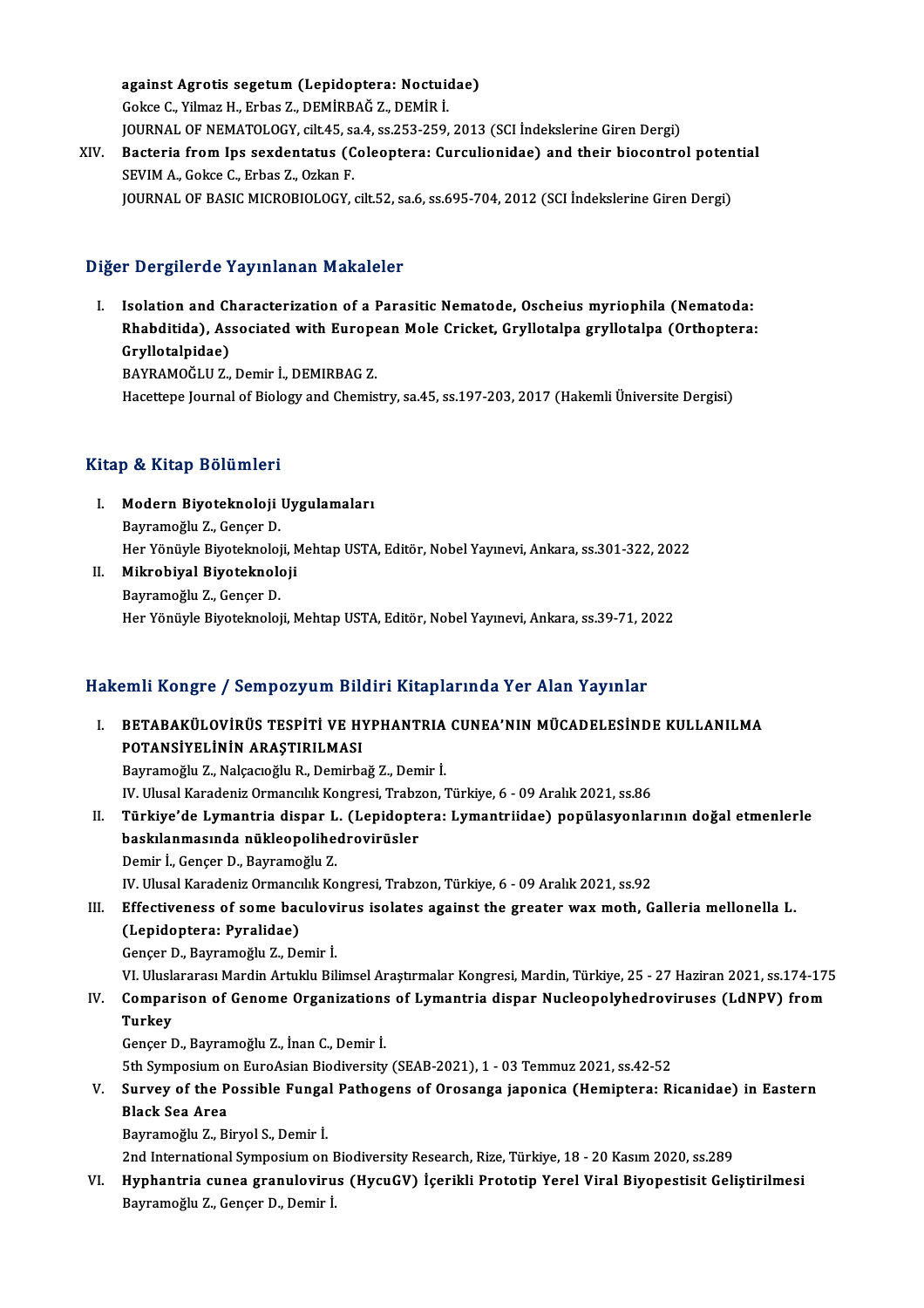against Agrotis segetum (Lepidoptera: Noctuidae)
Gokce C., Yilmaz H., Erbas Z., DEMİRBAĞ Z., DEMİR İ.
JOURNAL OF NEMATOLOGY, cilt.45, sa.4, ss.253-259, 2013 (SCI İndekslerine Giren Dergi)

XIV. **Bacteria from Ips sexdentatus (Coleoptera: Curculionidae) and their biocontrol potential**
SEVIM A., Gokce C., Erbas Z., Ozkan F.
JOURNAL OF BASIC MICROBIOLOGY, cilt.52, sa.6, ss.695-704, 2012 (SCI İndekslerine Giren Dergi)

## Diğer Dergilerde Yayınlanan Makaleler

I. **Isolation and Characterization of a Parasitic Nematode, Oscheius myriophila (Nematoda: Rhabditida), Associated with European Mole Cricket, Gryllotalpa gryllotalpa (Orthoptera: Gryllotalpidae)**
BAYRAMOĞLU Z., Demir İ., DEMIRBAG Z.
Hacettepe Journal of Biology and Chemistry, sa.45, ss.197-203, 2017 (Hakemli Üniversite Dergisi)

## Kitap & Kitap Bölümleri

I. **Modern Biyoteknoloji Uygulamaları**
Bayramoğlu Z., Gençer D.
Her Yönüyle Biyoteknoloji, Mehtap USTA, Editör, Nobel Yayınevi, Ankara, ss.301-322, 2022

II. **Mikrobiyal Biyoteknoloji**
Bayramoğlu Z., Gençer D.
Her Yönüyle Biyoteknoloji, Mehtap USTA, Editör, Nobel Yayınevi, Ankara, ss.39-71, 2022

## Hakemli Kongre / Sempozyum Bildiri Kitaplarında Yer Alan Yayınlar

I. **BETABAKÜLOVİRÜS TESPİTİ VE HYPHANTRIA CUNEA'NIN MÜCADELESİNDE KULLANILMA POTANSİYELİNİN ARAŞTIRILMASI**
Bayramoğlu Z., Nalçacıoğlu R., Demirbağ Z., Demir İ.
IV. Ulusal Karadeniz Ormancılık Kongresi, Trabzon, Türkiye, 6 - 09 Aralık 2021, ss.86

II. **Türkiye'de Lymantria dispar L. (Lepidoptera: Lymantriidae) popülasyonlarının doğal etmenlerle baskılanmasında nükleopolihedrovirüsler**
Demir İ., Gençer D., Bayramoğlu Z.
IV. Ulusal Karadeniz Ormancılık Kongresi, Trabzon, Türkiye, 6 - 09 Aralık 2021, ss.92

III. **Effectiveness of some baculovirus isolates against the greater wax moth, Galleria mellonella L. (Lepidoptera: Pyralidae)**
Gençer D., Bayramoğlu Z., Demir İ.
VI. Uluslararası Mardin Artuklu Bilimsel Araştırmalar Kongresi, Mardin, Türkiye, 25 - 27 Haziran 2021, ss.174-175

IV. **Comparison of Genome Organizations of Lymantria dispar Nucleopolyhedroviruses (LdNPV) from Turkey**
Gençer D., Bayramoğlu Z., İnan C., Demir İ.
5th Symposium on EuroAsian Biodiversity (SEAB-2021), 1 - 03 Temmuz 2021, ss.42-52

V. **Survey of the Possible Fungal Pathogens of Orosanga japonica (Hemiptera: Ricanidae) in Eastern Black Sea Area**
Bayramoğlu Z., Biryol S., Demir İ.
2nd International Symposium on Biodiversity Research, Rize, Türkiye, 18 - 20 Kasım 2020, ss.289

VI. **Hyphantria cunea granulovirus (HycuGV) İçerikli Prototip Yerel Viral Biyopestisit Geliştirilmesi**
Bayramoğlu Z., Gençer D., Demir İ.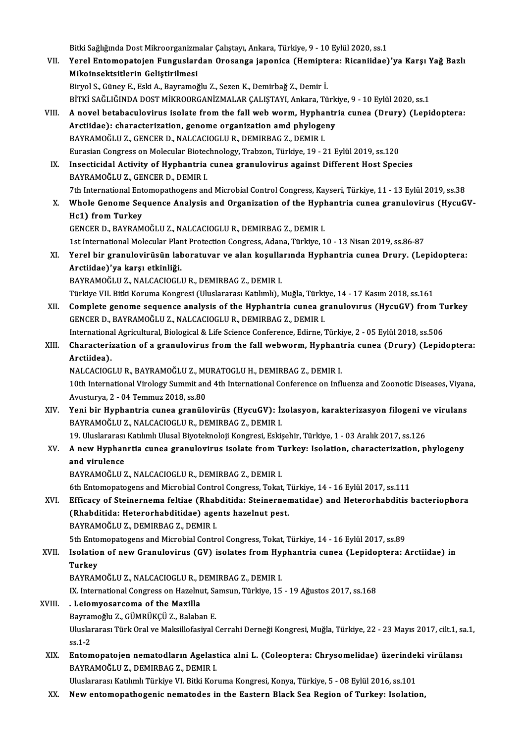Bitki Sağlığında Dost Mikroorganizmalar Çalıştayı, Ankara, Türkiye, 9 - 10 Eylül 2020, ss.1

VII. **Yerel Entomopatojen Funguslardan Orosanga japonica (Hemiptera: Ricaniidae)'ya Karşı Yağ Bazlı Mikoinsektsitlerin Geliştirilmesi**
Biryol S., Güney E., Eski A., Bayramoğlu Z., Sezen K., Demirbağ Z., Demir İ.
BİTKİ SAĞLIĞINDA DOST MİKROORGANİZMALAR ÇALIŞTAYI, Ankara, Türkiye, 9 - 10 Eylül 2020, ss.1

VIII. **A novel betabaculovirus isolate from the fall web worm, Hyphantria cunea (Drury) (Lepidoptera: Arctiidae): characterization, genome organization amd phylogeny**
BAYRAMOĞLU Z., GENCER D., NALCACIOGLU R., DEMIRBAG Z., DEMIR I.
Eurasian Congress on Molecular Biotechnology, Trabzon, Türkiye, 19 - 21 Eylül 2019, ss.120

IX. **Insecticidal Activity of Hyphantria cunea granulovirus against Different Host Species**
BAYRAMOĞLU Z., GENCER D., DEMIR I.
7th International Entomopathogens and Microbial Control Congress, Kayseri, Türkiye, 11 - 13 Eylül 2019, ss.38

X. **Whole Genome Sequence Analysis and Organization of the Hyphantria cunea granulovirus (HycuGV-Hc1) from Turkey**
GENCER D., BAYRAMOĞLU Z., NALCACIOGLU R., DEMIRBAG Z., DEMIR I.
1st International Molecular Plant Protection Congress, Adana, Türkiye, 10 - 13 Nisan 2019, ss.86-87

XI. **Yerel bir granulovirüsün laboratuvar ve alan koşullarında Hyphantria cunea Drury. (Lepidoptera: Arctiidae)'ya karşı etkinliği.**
BAYRAMOĞLU Z., NALCACIOGLU R., DEMIRBAG Z., DEMIR I.
Türkiye VII. Bitki Koruma Kongresi (Uluslararası Katılımlı), Muğla, Türkiye, 14 - 17 Kasım 2018, ss.161

XII. **Complete genome sequence analysis of the Hyphantria cunea granulovırus (HycuGV) from Turkey**
GENCER D., BAYRAMOĞLU Z., NALCACIOGLU R., DEMIRBAG Z., DEMIR I.
International Agricultural, Biological & Life Science Conference, Edirne, Türkiye, 2 - 05 Eylül 2018, ss.506

XIII. **Characterization of a granulovirus from the fall webworm, Hyphantria cunea (Drury) (Lepidoptera: Arctiidea).**
NALCACIOGLU R., BAYRAMOĞLU Z., MURATOGLU H., DEMIRBAG Z., DEMIR I.
10th International Virology Summit and 4th International Conference on Influenza and Zoonotic Diseases, Viyana, Avusturya, 2 - 04 Temmuz 2018, ss.80

XIV. **Yeni bir Hyphantria cunea granülovirüs (HycuGV): İzolasyon, karakterizasyon filogeni ve virulans**
BAYRAMOĞLU Z., NALCACIOGLU R., DEMIRBAG Z., DEMIR I.
19. Uluslararası Katılımlı Ulusal Biyoteknoloji Kongresi, Eskişehir, Türkiye, 1 - 03 Aralık 2017, ss.126

XV. **A new Hyphanrtia cunea granulovirus isolate from Turkey: Isolation, characterization, phylogeny and virulence**
BAYRAMOĞLU Z., NALCACIOGLU R., DEMIRBAG Z., DEMIR I.
6th Entomopatogens and Microbial Control Congress, Tokat, Türkiye, 14 - 16 Eylül 2017, ss.111

XVI. **Efficacy of Steinernema feltiae (Rhabditida: Steinernematidae) and Heterorhabditis bacteriophora (Rhabditida: Heterorhabditidae) agents hazelnut pest.**
BAYRAMOĞLU Z., DEMIRBAG Z., DEMIR I.
5th Entomopatogens and Microbial Control Congress, Tokat, Türkiye, 14 - 16 Eylül 2017, ss.89

XVII. **Isolation of new Granulovirus (GV) isolates from Hyphantria cunea (Lepidoptera: Arctiidae) in Turkey**
BAYRAMOĞLU Z., NALCACIOGLU R., DEMIRBAG Z., DEMIR I.
IX. International Congress on Hazelnut, Samsun, Türkiye, 15 - 19 Ağustos 2017, ss.168

XVIII. **. Leiomyosarcoma of the Maxilla**
Bayramoğlu Z., GÜMRÜKÇÜ Z., Balaban E.
Uluslararası Türk Oral ve Maksillofasiyal Cerrahi Derneği Kongresi, Muğla, Türkiye, 22 - 23 Mayıs 2017, cilt.1, sa.1, ss.1-2

XIX. **Entomopatojen nematodların Agelastica alni L. (Coleoptera: Chrysomelidae) üzerindeki virülansı**
BAYRAMOĞLU Z., DEMIRBAG Z., DEMIR I.
Uluslararası Katılımlı Türkiye VI. Bitki Koruma Kongresi, Konya, Türkiye, 5 - 08 Eylül 2016, ss.101

XX. **New entomopathogenic nematodes in the Eastern Black Sea Region of Turkey: Isolation,**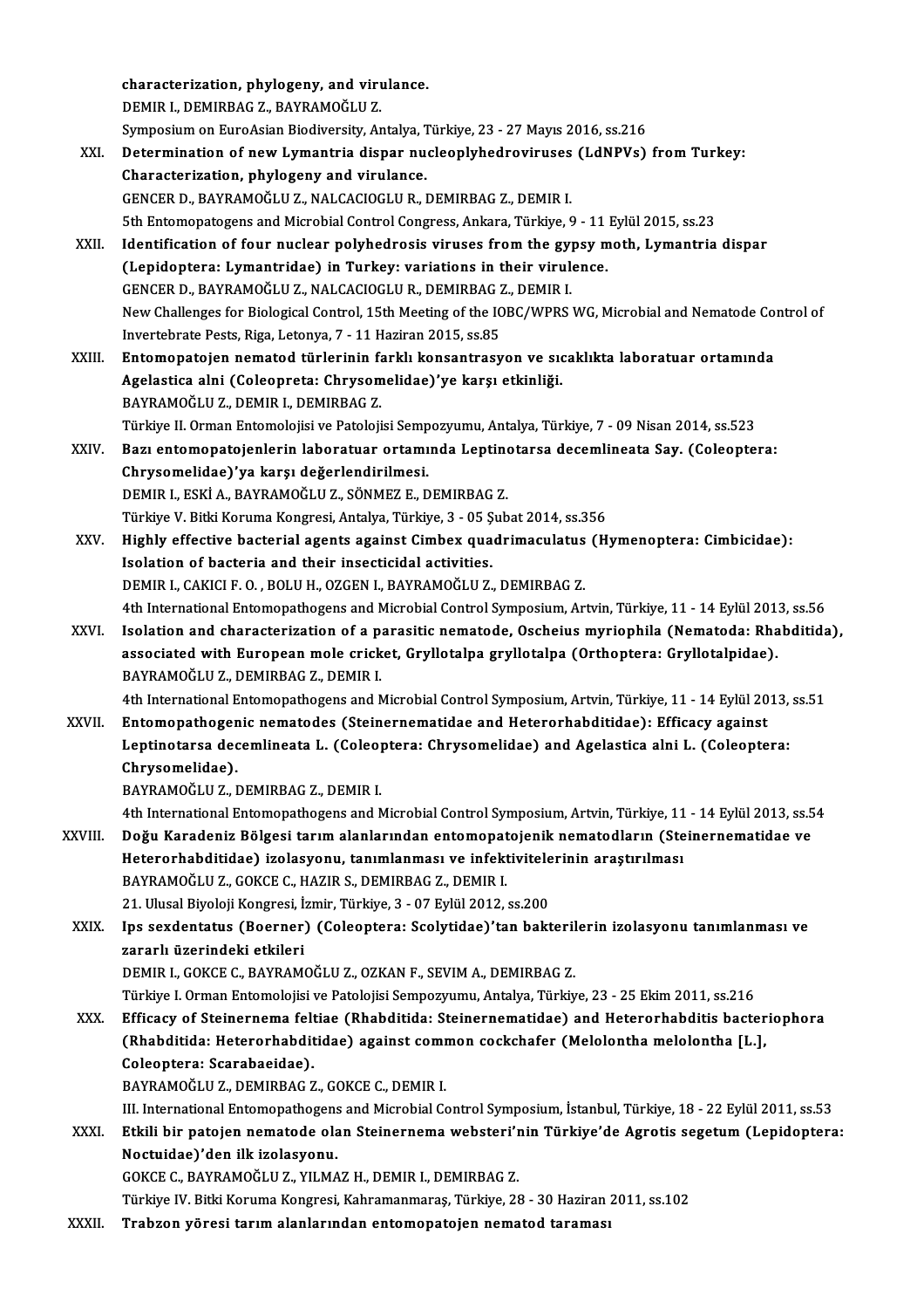characterization, phylogeny, and virulance.
DEMIR I., DEMIRBAG Z., BAYRAMOĞLU Z.
Symposium on EuroAsian Biodiversity, Antalya, Türkiye, 23 - 27 Mayıs 2016, ss.216

XXI. **Determination of new Lymantria dispar nucleoplyhedroviruses (LdNPVs) from Turkey: Characterization, phylogeny and virulance.**
GENCER D., BAYRAMOĞLU Z., NALCACIOGLU R., DEMIRBAG Z., DEMIR I.
5th Entomopatogens and Microbial Control Congress, Ankara, Türkiye, 9 - 11 Eylül 2015, ss.23

XXII. **Identification of four nuclear polyhedrosis viruses from the gypsy moth, Lymantria dispar (Lepidoptera: Lymantridae) in Turkey: variations in their virulence.**
GENCER D., BAYRAMOĞLU Z., NALCACIOGLU R., DEMIRBAG Z., DEMIR I.
New Challenges for Biological Control, 15th Meeting of the IOBC/WPRS WG, Microbial and Nematode Control of Invertebrate Pests, Riga, Letonya, 7 - 11 Haziran 2015, ss.85

XXIII. **Entomopatojen nematod türlerinin farklı konsantrasyon ve sıcaklıkta laboratuar ortamında Agelastica alni (Coleopreta: Chrysomelidae)'ye karşı etkinliği.**
BAYRAMOĞLU Z., DEMIR I., DEMIRBAG Z.
Türkiye II. Orman Entomolojisi ve Patolojisi Sempozyumu, Antalya, Türkiye, 7 - 09 Nisan 2014, ss.523

XXIV. **Bazı entomopatojenlerin laboratuar ortamında Leptinotarsa decemlineata Say. (Coleoptera: Chrysomelidae)'ya karşı değerlendirilmesi.**
DEMIR I., ESKİ A., BAYRAMOĞLU Z., SÖNMEZ E., DEMIRBAG Z.
Türkiye V. Bitki Koruma Kongresi, Antalya, Türkiye, 3 - 05 Şubat 2014, ss.356

XXV. **Highly effective bacterial agents against Cimbex quadrimaculatus (Hymenoptera: Cimbicidae): Isolation of bacteria and their insecticidal activities.**
DEMIR I., CAKICI F. O. , BOLU H., OZGEN I., BAYRAMOĞLU Z., DEMIRBAG Z.
4th International Entomopathogens and Microbial Control Symposium, Artvin, Türkiye, 11 - 14 Eylül 2013, ss.56

XXVI. **Isolation and characterization of a parasitic nematode, Oscheius myriophila (Nematoda: Rhabditida), associated with European mole cricket, Gryllotalpa gryllotalpa (Orthoptera: Gryllotalpidae).**
BAYRAMOĞLU Z., DEMIRBAG Z., DEMIR I.
4th International Entomopathogens and Microbial Control Symposium, Artvin, Türkiye, 11 - 14 Eylül 2013, ss.51

XXVII. **Entomopathogenic nematodes (Steinernematidae and Heterorhabditidae): Efficacy against Leptinotarsa decemlineata L. (Coleoptera: Chrysomelidae) and Agelastica alni L. (Coleoptera: Chrysomelidae).**
BAYRAMOĞLU Z., DEMIRBAG Z., DEMIR I.
4th International Entomopathogens and Microbial Control Symposium, Artvin, Türkiye, 11 - 14 Eylül 2013, ss.54

XXVIII. **Doğu Karadeniz Bölgesi tarım alanlarından entomopatojenik nematodların (Steinernematidae ve Heterorhabditidae) izolasyonu, tanımlanması ve infektivitelerinin araştırılması**
BAYRAMOĞLU Z., GOKCE C., HAZIR S., DEMIRBAG Z., DEMIR I.
21. Ulusal Biyoloji Kongresi, İzmir, Türkiye, 3 - 07 Eylül 2012, ss.200

XXIX. **Ips sexdentatus (Boerner) (Coleoptera: Scolytidae)'tan bakterilerin izolasyonu tanımlanması ve zararlı üzerindeki etkileri**
DEMIR I., GOKCE C., BAYRAMOĞLU Z., OZKAN F., SEVIM A., DEMIRBAG Z.
Türkiye I. Orman Entomolojisi ve Patolojisi Sempozyumu, Antalya, Türkiye, 23 - 25 Ekim 2011, ss.216

XXX. **Efficacy of Steinernema feltiae (Rhabditida: Steinernematidae) and Heterorhabditis bacteriophora (Rhabditida: Heterorhabditidae) against common cockchafer (Melolontha melolontha [L.], Coleoptera: Scarabaeidae).**
BAYRAMOĞLU Z., DEMIRBAG Z., GOKCE C., DEMIR I.
III. International Entomopathogens and Microbial Control Symposium, İstanbul, Türkiye, 18 - 22 Eylül 2011, ss.53

XXXI. **Etkili bir patojen nematode olan Steinernema websteri'nin Türkiye'de Agrotis segetum (Lepidoptera: Noctuidae)'den ilk izolasyonu.**
GOKCE C., BAYRAMOĞLU Z., YILMAZ H., DEMIR I., DEMIRBAG Z.
Türkiye IV. Bitki Koruma Kongresi, Kahramanmaraş, Türkiye, 28 - 30 Haziran 2011, ss.102

XXXII. **Trabzon yöresi tarım alanlarından entomopatojen nematod taraması**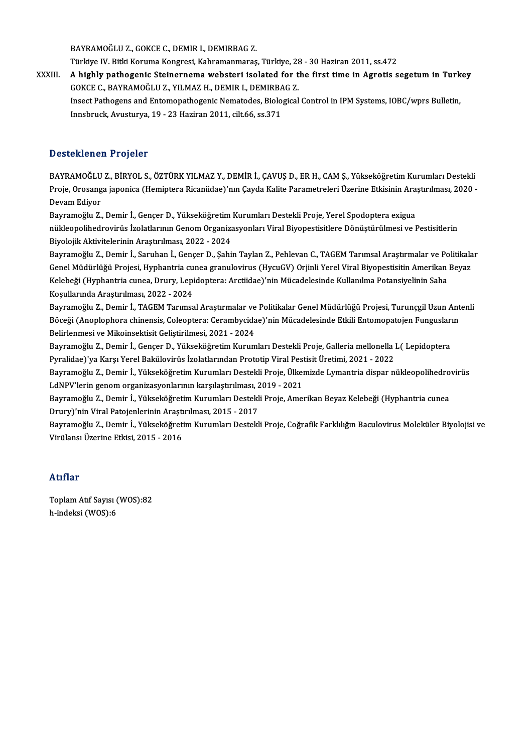BAYRAMOĞLU Z., GOKCE C., DEMIR I., DEMIRBAG Z.
Türkiye IV. Bitki Koruma Kongresi, Kahramanmaraş, Türkiye, 28 - 30 Haziran 2011, ss.472

XXXIII. **A highly pathogenic Steinernema websteri isolated for the first time in Agrotis segetum in Turkey**
GOKCE C., BAYRAMOĞLU Z., YILMAZ H., DEMIR I., DEMIRBAG Z.
Insect Pathogens and Entomopathogenic Nematodes, Biological Control in IPM Systems, IOBC/wprs Bulletin, Innsbruck, Avusturya, 19 - 23 Haziran 2011, cilt.66, ss.371

## Desteklenen Projeler

BAYRAMOĞLU Z., BİRYOL S., ÖZTÜRK YILMAZ Y., DEMİR İ., ÇAVUŞ D., ER H., CAM Ş., Yükseköğretim Kurumları Destekli Proje, Orosanga japonica (Hemiptera Ricaniidae)'nın Çayda Kalite Parametreleri Üzerine Etkisinin Araştırılması, 2020 - Devam Ediyor

Bayramoğlu Z., Demir İ., Gençer D., Yükseköğretim Kurumları Destekli Proje, Yerel Spodoptera exigua nükleopolihedrovirüs İzolatlarının Genom Organizasyonları Viral Biyopestisitlere Dönüştürülmesi ve Pestisitlerin Biyolojik Aktivitelerinin Araştırılması, 2022 - 2024

Bayramoğlu Z., Demir İ., Saruhan İ., Gençer D., Şahin Taylan Z., Pehlevan C., TAGEM Tarımsal Araştırmalar ve Politikalar Genel Müdürlüğü Projesi, Hyphantria cunea granulovirus (HycuGV) Orjinli Yerel Viral Biyopestisitin Amerikan Beyaz Kelebeği (Hyphantria cunea, Drury, Lepidoptera: Arctiidae)'nin Mücadelesinde Kullanılma Potansiyelinin Saha Koşullarında Araştırılması, 2022 - 2024

Bayramoğlu Z., Demir İ., TAGEM Tarımsal Araştırmalar ve Politikalar Genel Müdürlüğü Projesi, Turunçgil Uzun Antenli Böceği (Anoplophora chinensis, Coleoptera: Cerambycidae)'nin Mücadelesinde Etkili Entomopatojen Fungusların Belirlenmesi ve Mikoinsektisit Geliştirilmesi, 2021 - 2024

Bayramoğlu Z., Demir İ., Gençer D., Yükseköğretim Kurumları Destekli Proje, Galleria mellonella L( Lepidoptera Pyralidae)'ya Karşı Yerel Bakülovirüs İzolatlarından Prototip Viral Pestisit Üretimi, 2021 - 2022

Bayramoğlu Z., Demir İ., Yükseköğretim Kurumları Destekli Proje, Ülkemizde Lymantria dispar nükleopolihedrovirüs LdNPV'lerin genom organizasyonlarının karşılaştırılması, 2019 - 2021

Bayramoğlu Z., Demir İ., Yükseköğretim Kurumları Destekli Proje, Amerikan Beyaz Kelebeği (Hyphantria cunea Drury)'nin Viral Patojenlerinin Araştırılması, 2015 - 2017

Bayramoğlu Z., Demir İ., Yükseköğretim Kurumları Destekli Proje, Coğrafik Farklılığın Baculovirus Moleküler Biyolojisi ve Virülansı Üzerine Etkisi, 2015 - 2016

## Atıflar

Toplam Atıf Sayısı (WOS):82
h-indeksi (WOS):6